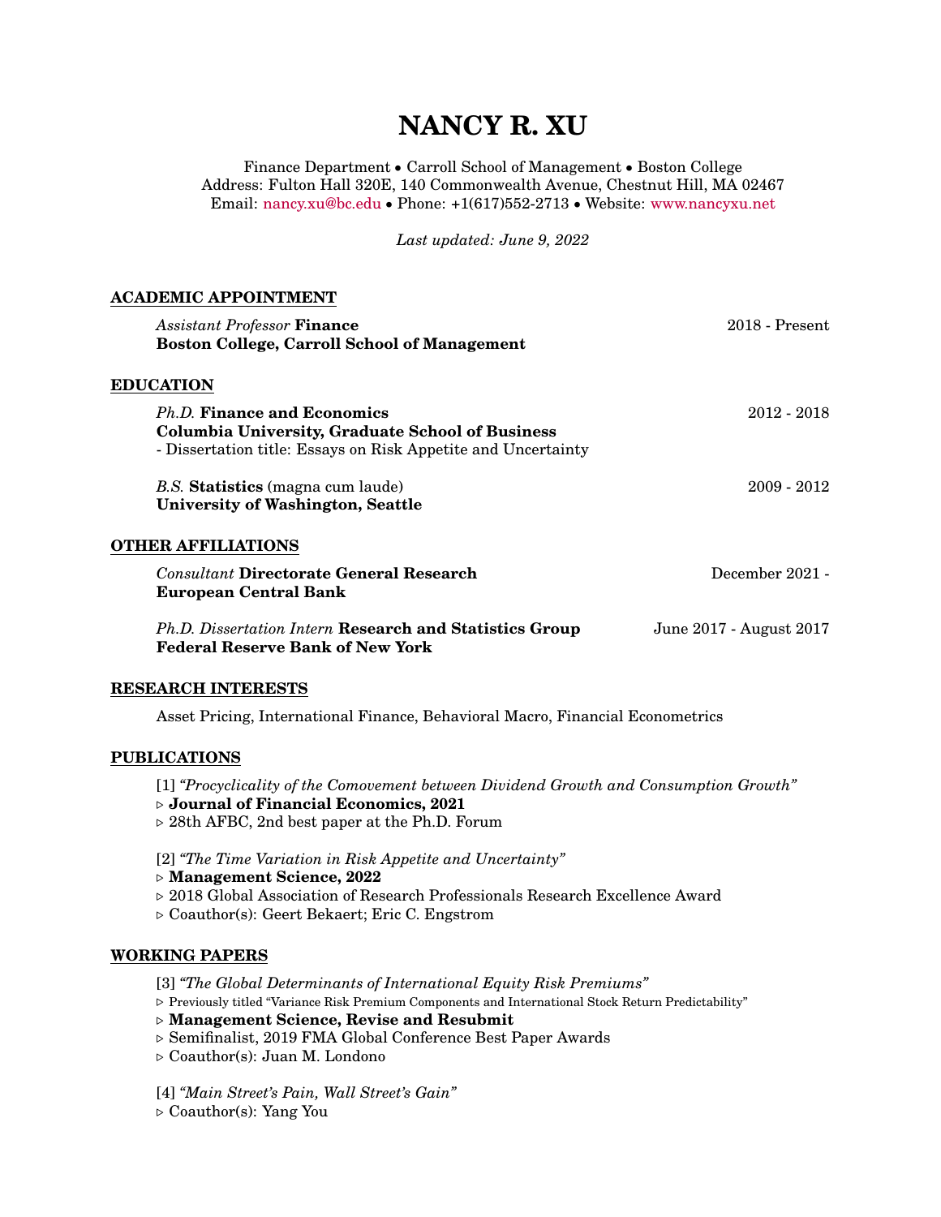# NANCY R. XU

Finance Department • Carroll School of Management • Boston College
Address: Fulton Hall 320E, 140 Commonwealth Avenue, Chestnut Hill, MA 02467
Email: nancy.xu@bc.edu • Phone: +1(617)552-2713 • Website: www.nancyxu.net

*Last updated: June 9, 2022*

## ACADEMIC APPOINTMENT

*Assistant Professor* **Finance** — 2018 - Present
**Boston College, Carroll School of Management**

## EDUCATION

*Ph.D.* **Finance and Economics** — 2012 - 2018
**Columbia University, Graduate School of Business**
- Dissertation title: Essays on Risk Appetite and Uncertainty

*B.S.* **Statistics** (magna cum laude) — 2009 - 2012
**University of Washington, Seattle**

## OTHER AFFILIATIONS

*Consultant* **Directorate General Research** — December 2021 -
**European Central Bank**

*Ph.D. Dissertation Intern* **Research and Statistics Group** — June 2017 - August 2017
**Federal Reserve Bank of New York**

## RESEARCH INTERESTS

Asset Pricing, International Finance, Behavioral Macro, Financial Econometrics

## PUBLICATIONS

[1] *"Procyclicality of the Comovement between Dividend Growth and Consumption Growth"*
▹ **Journal of Financial Economics, 2021**
▹ 28th AFBC, 2nd best paper at the Ph.D. Forum

[2] *"The Time Variation in Risk Appetite and Uncertainty"*
▹ **Management Science, 2022**
▹ 2018 Global Association of Research Professionals Research Excellence Award
▹ Coauthor(s): Geert Bekaert; Eric C. Engstrom

## WORKING PAPERS

[3] *"The Global Determinants of International Equity Risk Premiums"*
▹ Previously titled "Variance Risk Premium Components and International Stock Return Predictability"
▹ **Management Science, Revise and Resubmit**
▹ Semifinalist, 2019 FMA Global Conference Best Paper Awards
▹ Coauthor(s): Juan M. Londono

[4] *"Main Street's Pain, Wall Street's Gain"*
▹ Coauthor(s): Yang You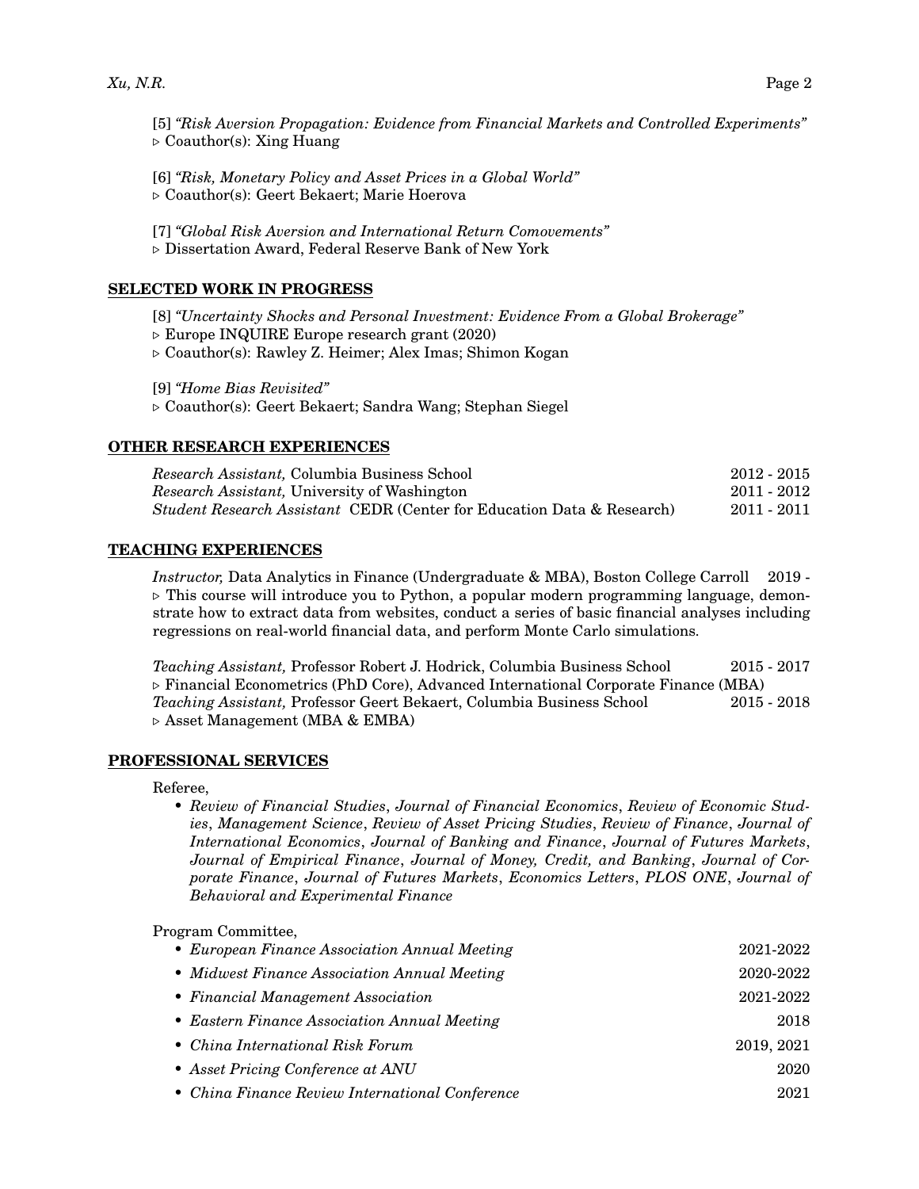[5] *"Risk Aversion Propagation: Evidence from Financial Markets and Controlled Experiments"*
▹ Coauthor(s): Xing Huang

[6] *"Risk, Monetary Policy and Asset Prices in a Global World"*
▹ Coauthor(s): Geert Bekaert; Marie Hoerova

[7] *"Global Risk Aversion and International Return Comovements"*
▹ Dissertation Award, Federal Reserve Bank of New York

## SELECTED WORK IN PROGRESS

[8] *"Uncertainty Shocks and Personal Investment: Evidence From a Global Brokerage"*
▹ Europe INQUIRE Europe research grant (2020)
▹ Coauthor(s): Rawley Z. Heimer; Alex Imas; Shimon Kogan

[9] *"Home Bias Revisited"*
▹ Coauthor(s): Geert Bekaert; Sandra Wang; Stephan Siegel

## OTHER RESEARCH EXPERIENCES

*Research Assistant,* Columbia Business School — 2012 - 2015
*Research Assistant,* University of Washington — 2011 - 2012
*Student Research Assistant* CEDR (Center for Education Data & Research) — 2011 - 2011

## TEACHING EXPERIENCES

*Instructor,* Data Analytics in Finance (Undergraduate & MBA), Boston College Carroll — 2019 -
▹ This course will introduce you to Python, a popular modern programming language, demonstrate how to extract data from websites, conduct a series of basic financial analyses including regressions on real-world financial data, and perform Monte Carlo simulations.

*Teaching Assistant,* Professor Robert J. Hodrick, Columbia Business School — 2015 - 2017
▹ Financial Econometrics (PhD Core), Advanced International Corporate Finance (MBA)
*Teaching Assistant,* Professor Geert Bekaert, Columbia Business School — 2015 - 2018
▹ Asset Management (MBA & EMBA)

## PROFESSIONAL SERVICES

Referee,

- *Review of Financial Studies*, *Journal of Financial Economics*, *Review of Economic Studies*, *Management Science*, *Review of Asset Pricing Studies*, *Review of Finance*, *Journal of International Economics*, *Journal of Banking and Finance*, *Journal of Futures Markets*, *Journal of Empirical Finance*, *Journal of Money, Credit, and Banking*, *Journal of Corporate Finance*, *Journal of Futures Markets*, *Economics Letters*, *PLOS ONE*, *Journal of Behavioral and Experimental Finance*

Program Committee,

- *European Finance Association Annual Meeting* — 2021-2022
- *Midwest Finance Association Annual Meeting* — 2020-2022
- *Financial Management Association* — 2021-2022
- *Eastern Finance Association Annual Meeting* — 2018
- *China International Risk Forum* — 2019, 2021
- *Asset Pricing Conference at ANU* — 2020
- *China Finance Review International Conference* — 2021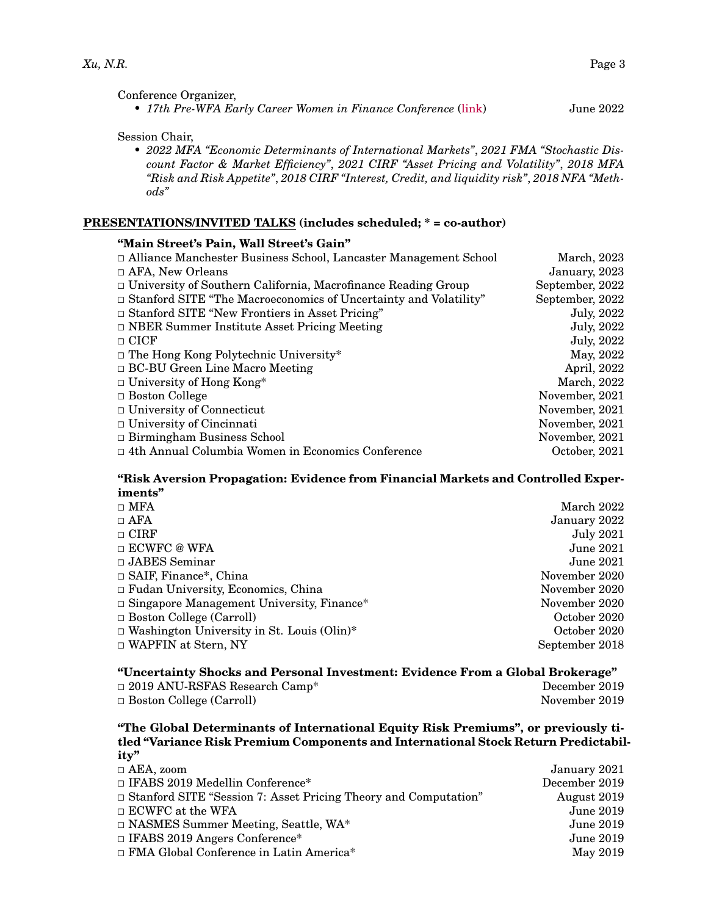Conference Organizer,

- *17th Pre-WFA Early Career Women in Finance Conference* (link) June 2022

Session Chair,

- *2022 MFA "Economic Determinants of International Markets", 2021 FMA "Stochastic Discount Factor & Market Efficiency", 2021 CIRF "Asset Pricing and Volatility", 2018 MFA "Risk and Risk Appetite", 2018 CIRF "Interest, Credit, and liquidity risk", 2018 NFA "Methods"*

## PRESENTATIONS/INVITED TALKS (includes scheduled; * = co-author)

### "Main Street's Pain, Wall Street's Gain"

- □ Alliance Manchester Business School, Lancaster Management School — March, 2023
- □ AFA, New Orleans — January, 2023
- □ University of Southern California, Macrofinance Reading Group — September, 2022
- □ Stanford SITE "The Macroeconomics of Uncertainty and Volatility" — September, 2022
- □ Stanford SITE "New Frontiers in Asset Pricing" — July, 2022
- □ NBER Summer Institute Asset Pricing Meeting — July, 2022
- □ CICF — July, 2022
- □ The Hong Kong Polytechnic University* — May, 2022
- □ BC-BU Green Line Macro Meeting — April, 2022
- □ University of Hong Kong* — March, 2022
- □ Boston College — November, 2021
- □ University of Connecticut — November, 2021
- □ University of Cincinnati — November, 2021
- □ Birmingham Business School — November, 2021
- □ 4th Annual Columbia Women in Economics Conference — October, 2021

### "Risk Aversion Propagation: Evidence from Financial Markets and Controlled Experiments"

- □ MFA — March 2022
- □ AFA — January 2022
- □ CIRF — July 2021
- □ ECWFC @ WFA — June 2021
- □ JABES Seminar — June 2021
- □ SAIF, Finance*, China — November 2020
- □ Fudan University, Economics, China — November 2020
- □ Singapore Management University, Finance* — November 2020
- □ Boston College (Carroll) — October 2020
- □ Washington University in St. Louis (Olin)* — October 2020
- □ WAPFIN at Stern, NY — September 2018

### "Uncertainty Shocks and Personal Investment: Evidence From a Global Brokerage"

- □ 2019 ANU-RSFAS Research Camp* — December 2019
- □ Boston College (Carroll) — November 2019

### "The Global Determinants of International Equity Risk Premiums", or previously titled "Variance Risk Premium Components and International Stock Return Predictability"

- □ AEA, zoom — January 2021
- □ IFABS 2019 Medellin Conference* — December 2019
- □ Stanford SITE "Session 7: Asset Pricing Theory and Computation" — August 2019
- □ ECWFC at the WFA — June 2019
- □ NASMES Summer Meeting, Seattle, WA* — June 2019
- □ IFABS 2019 Angers Conference* — June 2019
- □ FMA Global Conference in Latin America* — May 2019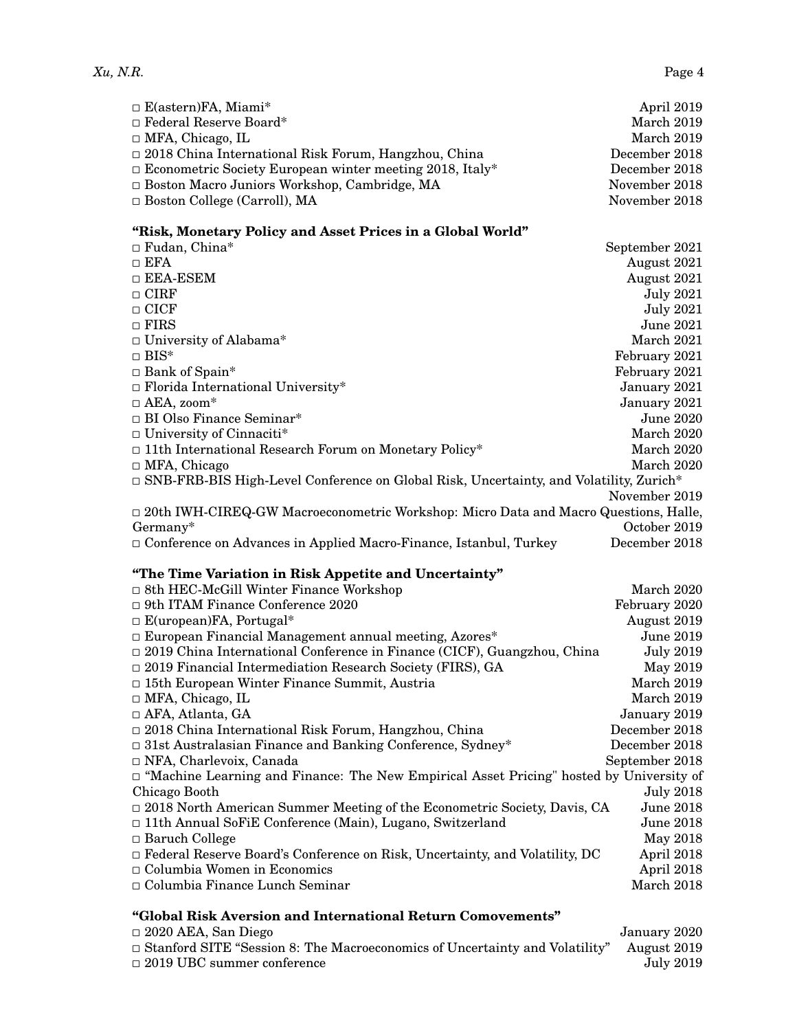- E(astern)FA, Miami* — April 2019
- Federal Reserve Board* — March 2019
- MFA, Chicago, IL — March 2019
- 2018 China International Risk Forum, Hangzhou, China — December 2018
- Econometric Society European winter meeting 2018, Italy* — December 2018
- Boston Macro Juniors Workshop, Cambridge, MA — November 2018
- Boston College (Carroll), MA — November 2018

**"Risk, Monetary Policy and Asset Prices in a Global World"**

- Fudan, China* — September 2021
- EFA — August 2021
- EEA-ESEM — August 2021
- CIRF — July 2021
- CICF — July 2021
- FIRS — June 2021
- University of Alabama* — March 2021
- BIS* — February 2021
- Bank of Spain* — February 2021
- Florida International University* — January 2021
- AEA, zoom* — January 2021
- BI Olso Finance Seminar* — June 2020
- University of Cinnaciti* — March 2020
- 11th International Research Forum on Monetary Policy* — March 2020
- MFA, Chicago — March 2020
- SNB-FRB-BIS High-Level Conference on Global Risk, Uncertainty, and Volatility, Zurich* — November 2019
- 20th IWH-CIREQ-GW Macroeconometric Workshop: Micro Data and Macro Questions, Halle, Germany* — October 2019
- Conference on Advances in Applied Macro-Finance, Istanbul, Turkey — December 2018

**"The Time Variation in Risk Appetite and Uncertainty"**

- 8th HEC-McGill Winter Finance Workshop — March 2020
- 9th ITAM Finance Conference 2020 — February 2020
- E(uropean)FA, Portugal* — August 2019
- European Financial Management annual meeting, Azores* — June 2019
- 2019 China International Conference in Finance (CICF), Guangzhou, China — July 2019
- 2019 Financial Intermediation Research Society (FIRS), GA — May 2019
- 15th European Winter Finance Summit, Austria — March 2019
- MFA, Chicago, IL — March 2019
- AFA, Atlanta, GA — January 2019
- 2018 China International Risk Forum, Hangzhou, China — December 2018
- 31st Australasian Finance and Banking Conference, Sydney* — December 2018
- NFA, Charlevoix, Canada — September 2018
- "Machine Learning and Finance: The New Empirical Asset Pricing" hosted by University of Chicago Booth — July 2018
- 2018 North American Summer Meeting of the Econometric Society, Davis, CA — June 2018
- 11th Annual SoFiE Conference (Main), Lugano, Switzerland — June 2018
- Baruch College — May 2018
- Federal Reserve Board's Conference on Risk, Uncertainty, and Volatility, DC — April 2018
- Columbia Women in Economics — April 2018
- Columbia Finance Lunch Seminar — March 2018

**"Global Risk Aversion and International Return Comovements"**

- 2020 AEA, San Diego — January 2020
- Stanford SITE "Session 8: The Macroeconomics of Uncertainty and Volatility" — August 2019
- 2019 UBC summer conference — July 2019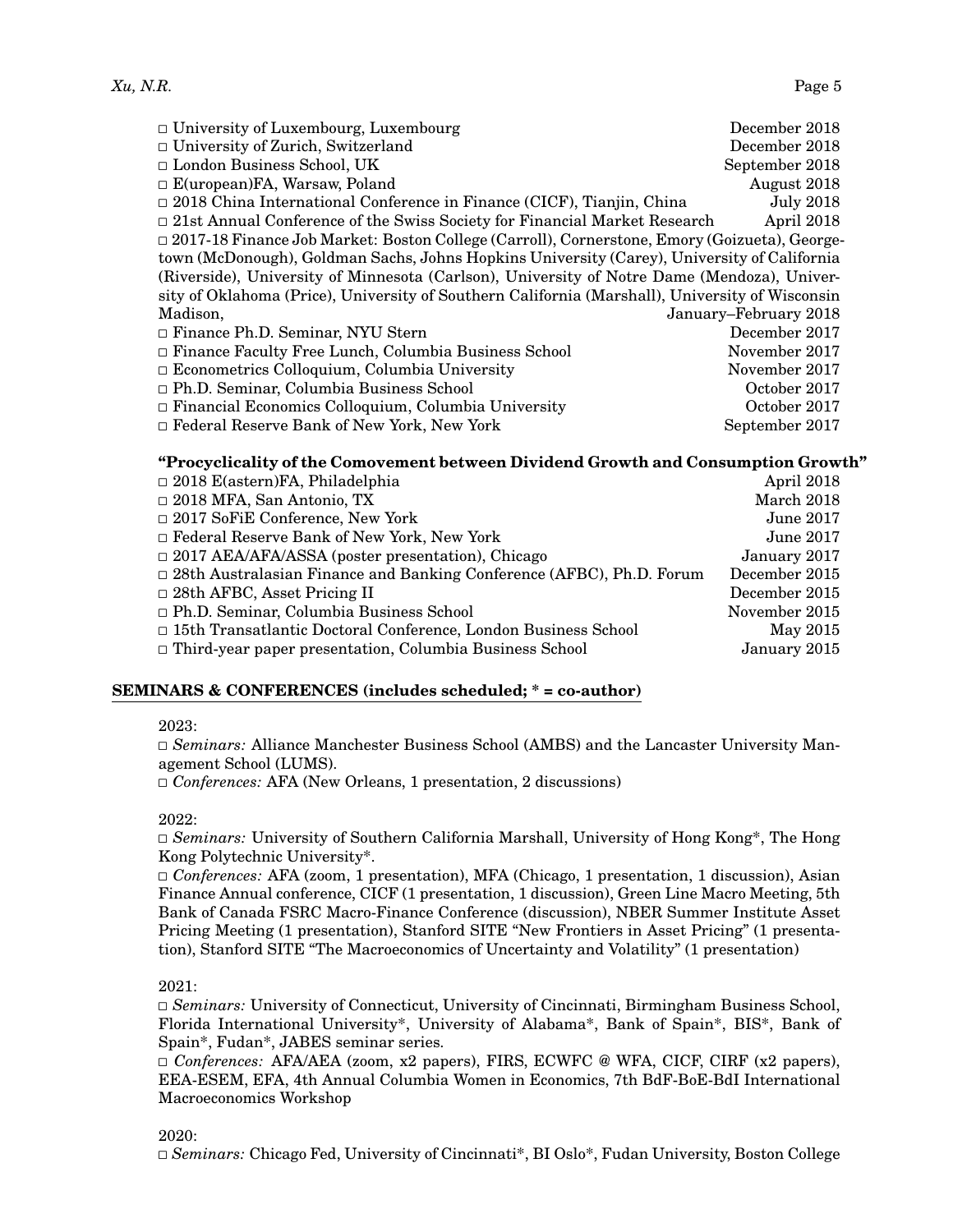- □ University of Luxembourg, Luxembourg — December 2018
- □ University of Zurich, Switzerland — December 2018
- □ London Business School, UK — September 2018
- □ E(uropean)FA, Warsaw, Poland — August 2018
- □ 2018 China International Conference in Finance (CICF), Tianjin, China — July 2018
- □ 21st Annual Conference of the Swiss Society for Financial Market Research — April 2018
- □ 2017-18 Finance Job Market: Boston College (Carroll), Cornerstone, Emory (Goizueta), Georgetown (McDonough), Goldman Sachs, Johns Hopkins University (Carey), University of California (Riverside), University of Minnesota (Carlson), University of Notre Dame (Mendoza), University of Oklahoma (Price), University of Southern California (Marshall), University of Wisconsin Madison, — January–February 2018
- □ Finance Ph.D. Seminar, NYU Stern — December 2017
- □ Finance Faculty Free Lunch, Columbia Business School — November 2017
- □ Econometrics Colloquium, Columbia University — November 2017
- □ Ph.D. Seminar, Columbia Business School — October 2017
- □ Financial Economics Colloquium, Columbia University — October 2017
- □ Federal Reserve Bank of New York, New York — September 2017

**"Procyclicality of the Comovement between Dividend Growth and Consumption Growth"**

- □ 2018 E(astern)FA, Philadelphia — April 2018
- □ 2018 MFA, San Antonio, TX — March 2018
- □ 2017 SoFiE Conference, New York — June 2017
- □ Federal Reserve Bank of New York, New York — June 2017
- □ 2017 AEA/AFA/ASSA (poster presentation), Chicago — January 2017
- □ 28th Australasian Finance and Banking Conference (AFBC), Ph.D. Forum — December 2015
- □ 28th AFBC, Asset Pricing II — December 2015
- □ Ph.D. Seminar, Columbia Business School — November 2015
- □ 15th Transatlantic Doctoral Conference, London Business School — May 2015
- □ Third-year paper presentation, Columbia Business School — January 2015

## SEMINARS & CONFERENCES (includes scheduled; * = co-author)

2023:

□ *Seminars:* Alliance Manchester Business School (AMBS) and the Lancaster University Management School (LUMS).

□ *Conferences:* AFA (New Orleans, 1 presentation, 2 discussions)

2022:

□ *Seminars:* University of Southern California Marshall, University of Hong Kong*, The Hong Kong Polytechnic University*.

□ *Conferences:* AFA (zoom, 1 presentation), MFA (Chicago, 1 presentation, 1 discussion), Asian Finance Annual conference, CICF (1 presentation, 1 discussion), Green Line Macro Meeting, 5th Bank of Canada FSRC Macro-Finance Conference (discussion), NBER Summer Institute Asset Pricing Meeting (1 presentation), Stanford SITE "New Frontiers in Asset Pricing" (1 presentation), Stanford SITE "The Macroeconomics of Uncertainty and Volatility" (1 presentation)

2021:

□ *Seminars:* University of Connecticut, University of Cincinnati, Birmingham Business School, Florida International University*, University of Alabama*, Bank of Spain*, BIS*, Bank of Spain*, Fudan*, JABES seminar series.

□ *Conferences:* AFA/AEA (zoom, x2 papers), FIRS, ECWFC @ WFA, CICF, CIRF (x2 papers), EEA-ESEM, EFA, 4th Annual Columbia Women in Economics, 7th BdF-BoE-BdI International Macroeconomics Workshop

2020:

□ *Seminars:* Chicago Fed, University of Cincinnati*, BI Oslo*, Fudan University, Boston College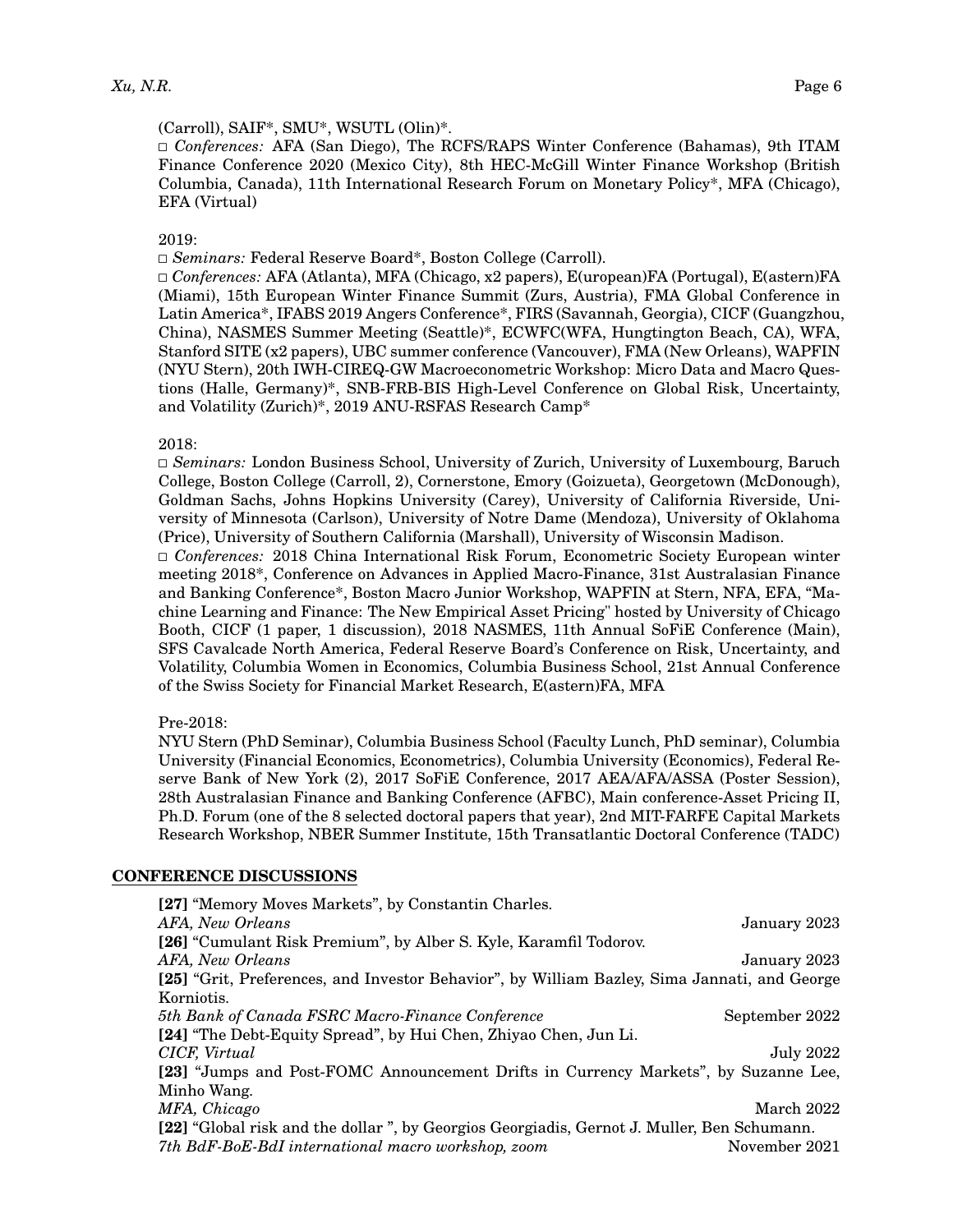(Carroll), SAIF*, SMU*, WSUTL (Olin)*.

□ *Conferences:* AFA (San Diego), The RCFS/RAPS Winter Conference (Bahamas), 9th ITAM Finance Conference 2020 (Mexico City), 8th HEC-McGill Winter Finance Workshop (British Columbia, Canada), 11th International Research Forum on Monetary Policy*, MFA (Chicago), EFA (Virtual)

2019:

□ *Seminars:* Federal Reserve Board*, Boston College (Carroll).

□ *Conferences:* AFA (Atlanta), MFA (Chicago, x2 papers), E(uropean)FA (Portugal), E(astern)FA (Miami), 15th European Winter Finance Summit (Zurs, Austria), FMA Global Conference in Latin America*, IFABS 2019 Angers Conference*, FIRS (Savannah, Georgia), CICF (Guangzhou, China), NASMES Summer Meeting (Seattle)*, ECWFC(WFA, Hungtington Beach, CA), WFA, Stanford SITE (x2 papers), UBC summer conference (Vancouver), FMA (New Orleans), WAPFIN (NYU Stern), 20th IWH-CIREQ-GW Macroeconometric Workshop: Micro Data and Macro Questions (Halle, Germany)*, SNB-FRB-BIS High-Level Conference on Global Risk, Uncertainty, and Volatility (Zurich)*, 2019 ANU-RSFAS Research Camp*

2018:

□ *Seminars:* London Business School, University of Zurich, University of Luxembourg, Baruch College, Boston College (Carroll, 2), Cornerstone, Emory (Goizueta), Georgetown (McDonough), Goldman Sachs, Johns Hopkins University (Carey), University of California Riverside, University of Minnesota (Carlson), University of Notre Dame (Mendoza), University of Oklahoma (Price), University of Southern California (Marshall), University of Wisconsin Madison.

□ *Conferences:* 2018 China International Risk Forum, Econometric Society European winter meeting 2018*, Conference on Advances in Applied Macro-Finance, 31st Australasian Finance and Banking Conference*, Boston Macro Junior Workshop, WAPFIN at Stern, NFA, EFA, "Machine Learning and Finance: The New Empirical Asset Pricing" hosted by University of Chicago Booth, CICF (1 paper, 1 discussion), 2018 NASMES, 11th Annual SoFiE Conference (Main), SFS Cavalcade North America, Federal Reserve Board's Conference on Risk, Uncertainty, and Volatility, Columbia Women in Economics, Columbia Business School, 21st Annual Conference of the Swiss Society for Financial Market Research, E(astern)FA, MFA

Pre-2018:

NYU Stern (PhD Seminar), Columbia Business School (Faculty Lunch, PhD seminar), Columbia University (Financial Economics, Econometrics), Columbia University (Economics), Federal Reserve Bank of New York (2), 2017 SoFiE Conference, 2017 AEA/AFA/ASSA (Poster Session), 28th Australasian Finance and Banking Conference (AFBC), Main conference-Asset Pricing II, Ph.D. Forum (one of the 8 selected doctoral papers that year), 2nd MIT-FARFE Capital Markets Research Workshop, NBER Summer Institute, 15th Transatlantic Doctoral Conference (TADC)

## CONFERENCE DISCUSSIONS

**[27]** "Memory Moves Markets", by Constantin Charles.
*AFA, New Orleans* — January 2023

**[26]** "Cumulant Risk Premium", by Alber S. Kyle, Karamfil Todorov.
*AFA, New Orleans* — January 2023

**[25]** "Grit, Preferences, and Investor Behavior", by William Bazley, Sima Jannati, and George Korniotis.
*5th Bank of Canada FSRC Macro-Finance Conference* — September 2022

**[24]** "The Debt-Equity Spread", by Hui Chen, Zhiyao Chen, Jun Li.
*CICF, Virtual* — July 2022

**[23]** "Jumps and Post-FOMC Announcement Drifts in Currency Markets", by Suzanne Lee, Minho Wang.
*MFA, Chicago* — March 2022

**[22]** "Global risk and the dollar ", by Georgios Georgiadis, Gernot J. Muller, Ben Schumann.
*7th BdF-BoE-BdI international macro workshop, zoom* — November 2021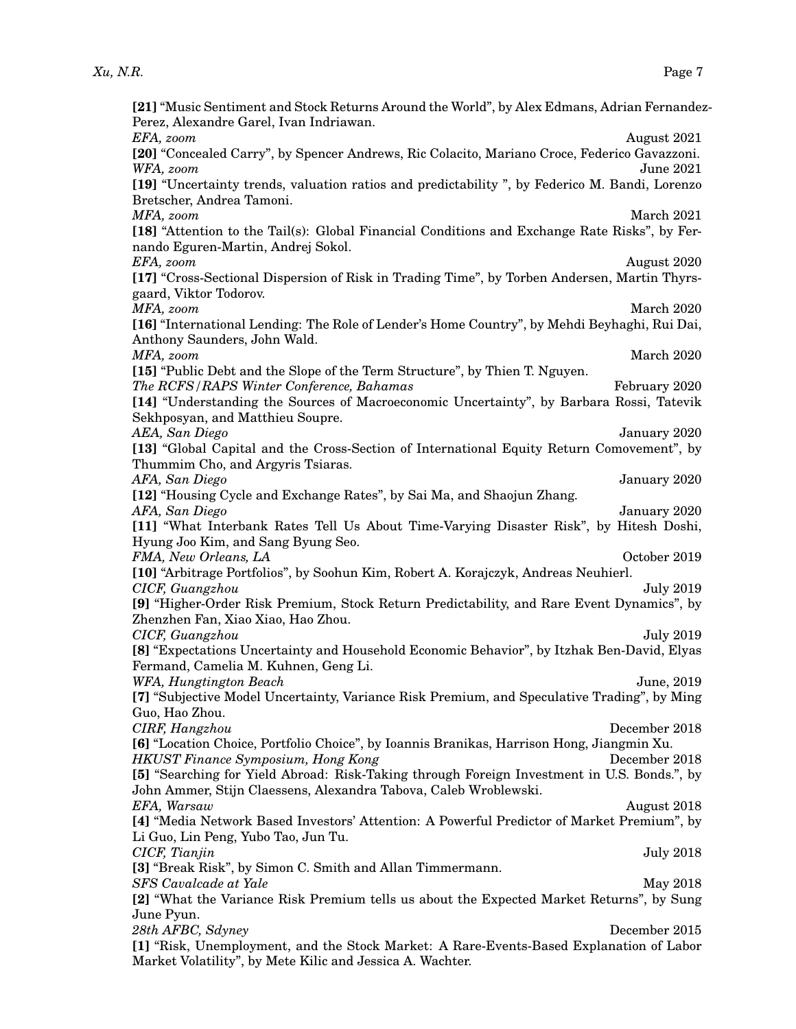**[21]** "Music Sentiment and Stock Returns Around the World", by Alex Edmans, Adrian Fernandez-Perez, Alexandre Garel, Ivan Indriawan.
*EFA, zoom* August 2021

**[20]** "Concealed Carry", by Spencer Andrews, Ric Colacito, Mariano Croce, Federico Gavazzoni.
*WFA, zoom* June 2021

**[19]** "Uncertainty trends, valuation ratios and predictability ", by Federico M. Bandi, Lorenzo Bretscher, Andrea Tamoni.
*MFA, zoom* March 2021

**[18]** "Attention to the Tail(s): Global Financial Conditions and Exchange Rate Risks", by Fernando Eguren-Martin, Andrej Sokol.
*EFA, zoom* August 2020

**[17]** "Cross-Sectional Dispersion of Risk in Trading Time", by Torben Andersen, Martin Thyrsgaard, Viktor Todorov.
*MFA, zoom* March 2020

**[16]** "International Lending: The Role of Lender's Home Country", by Mehdi Beyhaghi, Rui Dai, Anthony Saunders, John Wald.
*MFA, zoom* March 2020

**[15]** "Public Debt and the Slope of the Term Structure", by Thien T. Nguyen.
*The RCFS/RAPS Winter Conference, Bahamas* February 2020

**[14]** "Understanding the Sources of Macroeconomic Uncertainty", by Barbara Rossi, Tatevik Sekhposyan, and Matthieu Soupre.
*AEA, San Diego* January 2020

**[13]** "Global Capital and the Cross-Section of International Equity Return Comovement", by Thummim Cho, and Argyris Tsiaras.
*AFA, San Diego* January 2020

**[12]** "Housing Cycle and Exchange Rates", by Sai Ma, and Shaojun Zhang.
*AFA, San Diego* January 2020

**[11]** "What Interbank Rates Tell Us About Time-Varying Disaster Risk", by Hitesh Doshi, Hyung Joo Kim, and Sang Byung Seo.
*FMA, New Orleans, LA* October 2019

**[10]** "Arbitrage Portfolios", by Soohun Kim, Robert A. Korajczyk, Andreas Neuhierl.
*CICF, Guangzhou* July 2019

**[9]** "Higher-Order Risk Premium, Stock Return Predictability, and Rare Event Dynamics", by Zhenzhen Fan, Xiao Xiao, Hao Zhou.
*CICF, Guangzhou* July 2019

**[8]** "Expectations Uncertainty and Household Economic Behavior", by Itzhak Ben-David, Elyas Fermand, Camelia M. Kuhnen, Geng Li.
*WFA, Hungtington Beach* June, 2019

**[7]** "Subjective Model Uncertainty, Variance Risk Premium, and Speculative Trading", by Ming Guo, Hao Zhou.
*CIRF, Hangzhou* December 2018

**[6]** "Location Choice, Portfolio Choice", by Ioannis Branikas, Harrison Hong, Jiangmin Xu.
*HKUST Finance Symposium, Hong Kong* December 2018

**[5]** "Searching for Yield Abroad: Risk-Taking through Foreign Investment in U.S. Bonds.", by John Ammer, Stijn Claessens, Alexandra Tabova, Caleb Wroblewski.
*EFA, Warsaw* August 2018

**[4]** "Media Network Based Investors' Attention: A Powerful Predictor of Market Premium", by Li Guo, Lin Peng, Yubo Tao, Jun Tu.
*CICF, Tianjin* July 2018

**[3]** "Break Risk", by Simon C. Smith and Allan Timmermann.
*SFS Cavalcade at Yale* May 2018

**[2]** "What the Variance Risk Premium tells us about the Expected Market Returns", by Sung June Pyun.
*28th AFBC, Sdyney* December 2015

**[1]** "Risk, Unemployment, and the Stock Market: A Rare-Events-Based Explanation of Labor Market Volatility", by Mete Kilic and Jessica A. Wachter.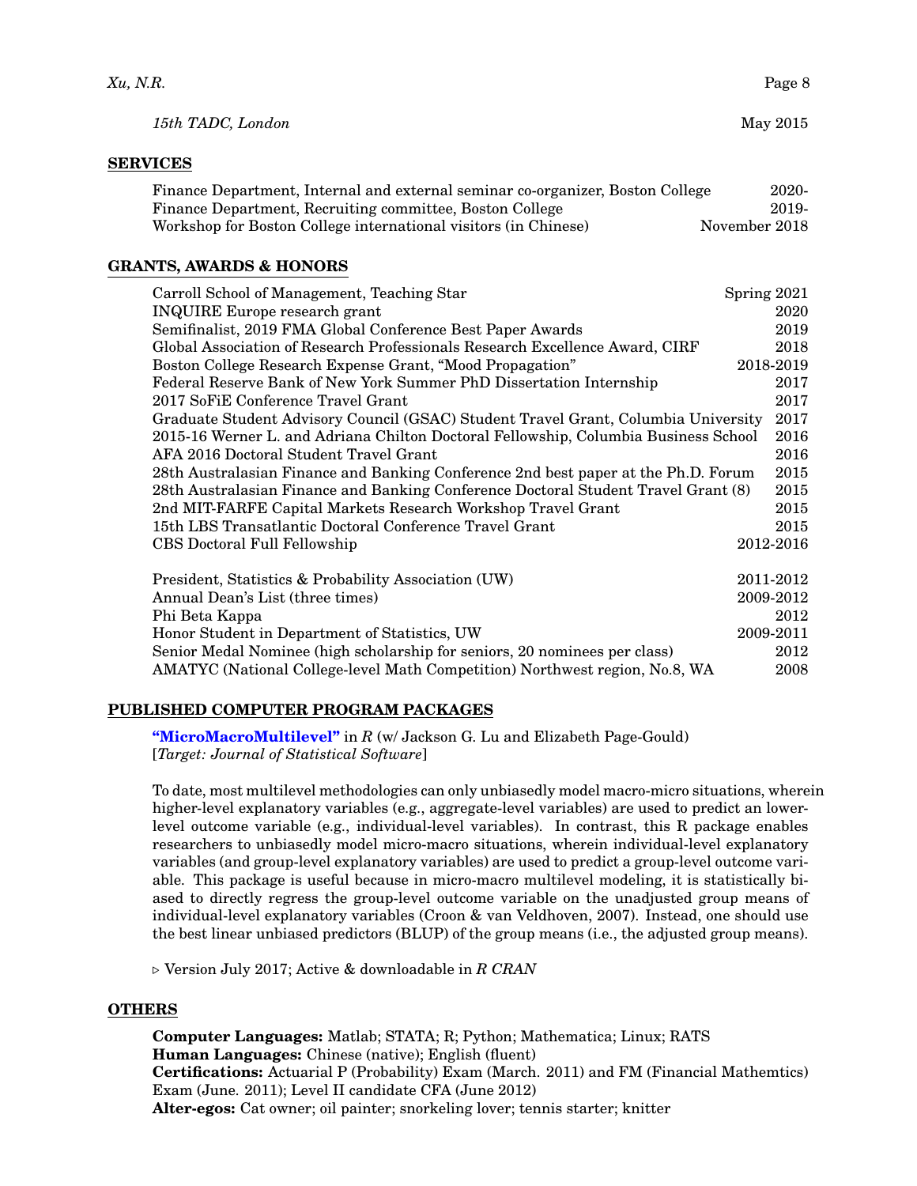*15th TADC, London* May 2015

## SERVICES

| | |
|---|---|
| Finance Department, Internal and external seminar co-organizer, Boston College | 2020- |
| Finance Department, Recruiting committee, Boston College | 2019- |
| Workshop for Boston College international visitors (in Chinese) | November 2018 |

## GRANTS, AWARDS & HONORS

| | |
|---|---|
| Carroll School of Management, Teaching Star | Spring 2021 |
| INQUIRE Europe research grant | 2020 |
| Semifinalist, 2019 FMA Global Conference Best Paper Awards | 2019 |
| Global Association of Research Professionals Research Excellence Award, CIRF | 2018 |
| Boston College Research Expense Grant, "Mood Propagation" | 2018-2019 |
| Federal Reserve Bank of New York Summer PhD Dissertation Internship | 2017 |
| 2017 SoFiE Conference Travel Grant | 2017 |
| Graduate Student Advisory Council (GSAC) Student Travel Grant, Columbia University | 2017 |
| 2015-16 Werner L. and Adriana Chilton Doctoral Fellowship, Columbia Business School | 2016 |
| AFA 2016 Doctoral Student Travel Grant | 2016 |
| 28th Australasian Finance and Banking Conference 2nd best paper at the Ph.D. Forum | 2015 |
| 28th Australasian Finance and Banking Conference Doctoral Student Travel Grant (8) | 2015 |
| 2nd MIT-FARFE Capital Markets Research Workshop Travel Grant | 2015 |
| 15th LBS Transatlantic Doctoral Conference Travel Grant | 2015 |
| CBS Doctoral Full Fellowship | 2012-2016 |

| | |
|---|---|
| President, Statistics & Probability Association (UW) | 2011-2012 |
| Annual Dean's List (three times) | 2009-2012 |
| Phi Beta Kappa | 2012 |
| Honor Student in Department of Statistics, UW | 2009-2011 |
| Senior Medal Nominee (high scholarship for seniors, 20 nominees per class) | 2012 |
| AMATYC (National College-level Math Competition) Northwest region, No.8, WA | 2008 |

## PUBLISHED COMPUTER PROGRAM PACKAGES

**"MicroMacroMultilevel"** in *R* (w/ Jackson G. Lu and Elizabeth Page-Gould)
[*Target: Journal of Statistical Software*]

To date, most multilevel methodologies can only unbiasedly model macro-micro situations, wherein higher-level explanatory variables (e.g., aggregate-level variables) are used to predict an lower-level outcome variable (e.g., individual-level variables). In contrast, this R package enables researchers to unbiasedly model micro-macro situations, wherein individual-level explanatory variables (and group-level explanatory variables) are used to predict a group-level outcome variable. This package is useful because in micro-macro multilevel modeling, it is statistically biased to directly regress the group-level outcome variable on the unadjusted group means of individual-level explanatory variables (Croon & van Veldhoven, 2007). Instead, one should use the best linear unbiased predictors (BLUP) of the group means (i.e., the adjusted group means).

▷ Version July 2017; Active & downloadable in *R CRAN*

## OTHERS

**Computer Languages:** Matlab; STATA; R; Python; Mathematica; Linux; RATS
**Human Languages:** Chinese (native); English (fluent)
**Certifications:** Actuarial P (Probability) Exam (March. 2011) and FM (Financial Mathemtics) Exam (June. 2011); Level II candidate CFA (June 2012)
**Alter-egos:** Cat owner; oil painter; snorkeling lover; tennis starter; knitter